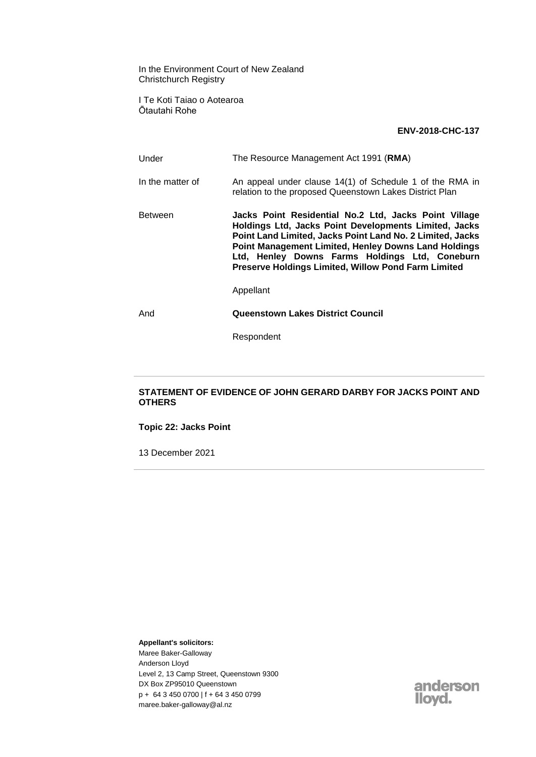In the Environment Court of New Zealand
Christchurch Registry

I Te Koti Taiao o Aotearoa
Ōtautahi Rohe

**ENV-2018-CHC-137**

| | |
|---|---|
| Under | The Resource Management Act 1991 (**RMA**) |
| In the matter of | An appeal under clause 14(1) of Schedule 1 of the RMA in relation to the proposed Queenstown Lakes District Plan |
| Between | **Jacks Point Residential No.2 Ltd, Jacks Point Village Holdings Ltd, Jacks Point Developments Limited, Jacks Point Land Limited, Jacks Point Land No. 2 Limited, Jacks Point Management Limited, Henley Downs Land Holdings Ltd, Henley Downs Farms Holdings Ltd, Coneburn Preserve Holdings Limited, Willow Pond Farm Limited** |
| | Appellant |
| And | **Queenstown Lakes District Council** |
| | Respondent |

---

**STATEMENT OF EVIDENCE OF JOHN GERARD DARBY FOR JACKS POINT AND OTHERS**

**Topic 22: Jacks Point**

13 December 2021

---

**Appellant's solicitors:**
Maree Baker-Galloway
Anderson Lloyd
Level 2, 13 Camp Street, Queenstown 9300
DX Box ZP95010 Queenstown
p + 64 3 450 0700 | f + 64 3 450 0799
maree.baker-galloway@al.nz

anderson lloyd.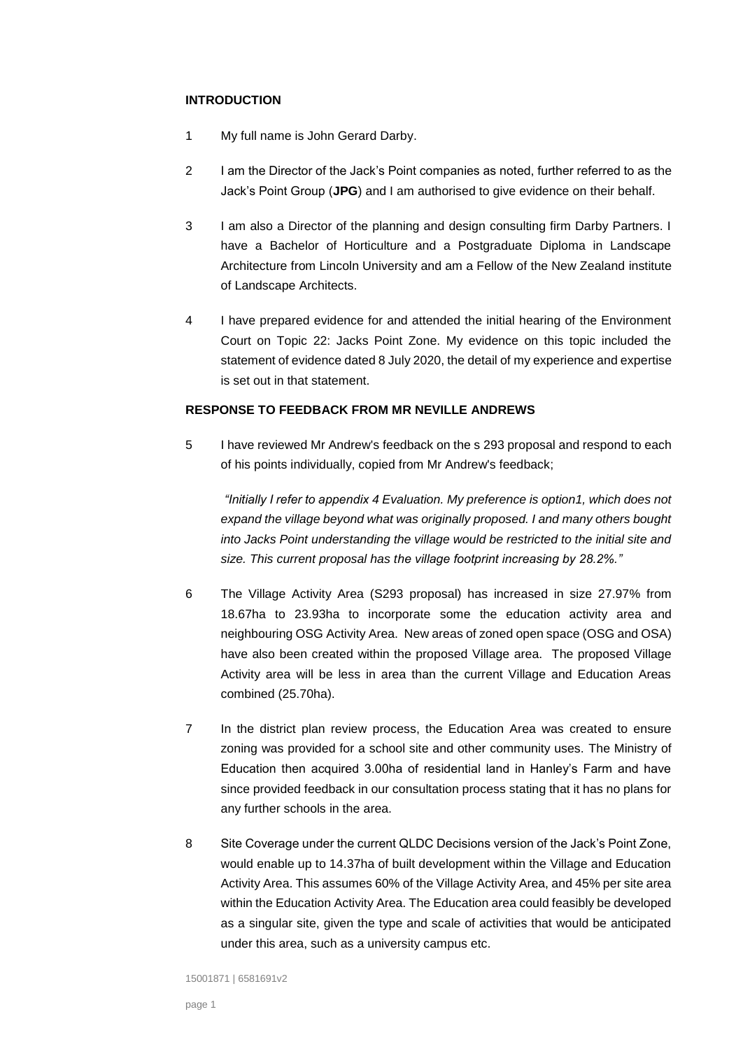## INTRODUCTION

1 My full name is John Gerard Darby.

2 I am the Director of the Jack's Point companies as noted, further referred to as the Jack's Point Group (**JPG**) and I am authorised to give evidence on their behalf.

3 I am also a Director of the planning and design consulting firm Darby Partners. I have a Bachelor of Horticulture and a Postgraduate Diploma in Landscape Architecture from Lincoln University and am a Fellow of the New Zealand institute of Landscape Architects.

4 I have prepared evidence for and attended the initial hearing of the Environment Court on Topic 22: Jacks Point Zone. My evidence on this topic included the statement of evidence dated 8 July 2020, the detail of my experience and expertise is set out in that statement.

## RESPONSE TO FEEDBACK FROM MR NEVILLE ANDREWS

5 I have reviewed Mr Andrew's feedback on the s 293 proposal and respond to each of his points individually, copied from Mr Andrew's feedback;

> *"Initially I refer to appendix 4 Evaluation. My preference is option1, which does not expand the village beyond what was originally proposed. I and many others bought into Jacks Point understanding the village would be restricted to the initial site and size. This current proposal has the village footprint increasing by 28.2%."*

6 The Village Activity Area (S293 proposal) has increased in size 27.97% from 18.67ha to 23.93ha to incorporate some the education activity area and neighbouring OSG Activity Area. New areas of zoned open space (OSG and OSA) have also been created within the proposed Village area. The proposed Village Activity area will be less in area than the current Village and Education Areas combined (25.70ha).

7 In the district plan review process, the Education Area was created to ensure zoning was provided for a school site and other community uses. The Ministry of Education then acquired 3.00ha of residential land in Hanley's Farm and have since provided feedback in our consultation process stating that it has no plans for any further schools in the area.

8 Site Coverage under the current QLDC Decisions version of the Jack's Point Zone, would enable up to 14.37ha of built development within the Village and Education Activity Area. This assumes 60% of the Village Activity Area, and 45% per site area within the Education Activity Area. The Education area could feasibly be developed as a singular site, given the type and scale of activities that would be anticipated under this area, such as a university campus etc.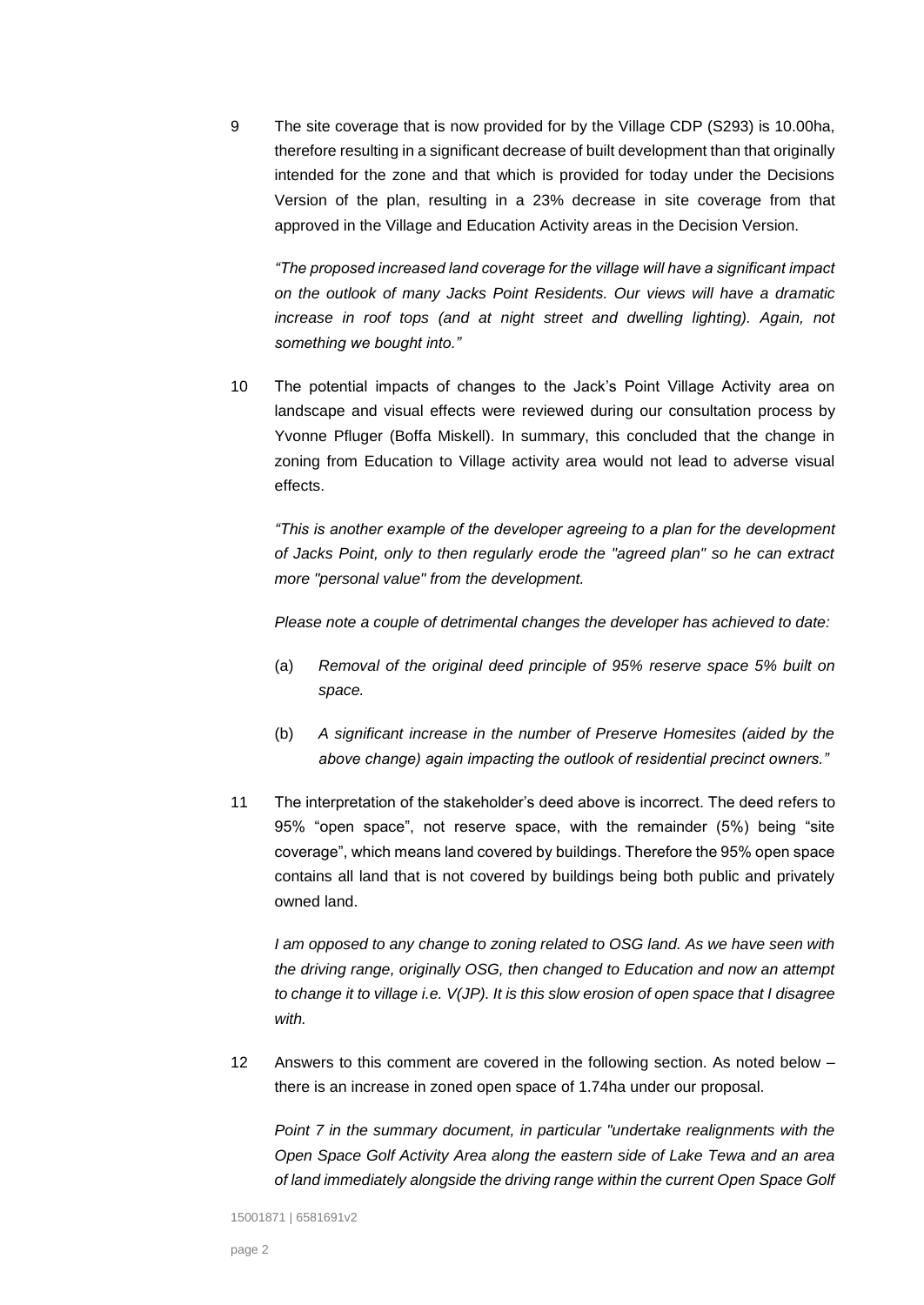9 The site coverage that is now provided for by the Village CDP (S293) is 10.00ha, therefore resulting in a significant decrease of built development than that originally intended for the zone and that which is provided for today under the Decisions Version of the plan, resulting in a 23% decrease in site coverage from that approved in the Village and Education Activity areas in the Decision Version.

*"The proposed increased land coverage for the village will have a significant impact on the outlook of many Jacks Point Residents. Our views will have a dramatic increase in roof tops (and at night street and dwelling lighting). Again, not something we bought into."*

10 The potential impacts of changes to the Jack's Point Village Activity area on landscape and visual effects were reviewed during our consultation process by Yvonne Pfluger (Boffa Miskell). In summary, this concluded that the change in zoning from Education to Village activity area would not lead to adverse visual effects.

*"This is another example of the developer agreeing to a plan for the development of Jacks Point, only to then regularly erode the "agreed plan" so he can extract more "personal value" from the development.*

*Please note a couple of detrimental changes the developer has achieved to date:*

(a) *Removal of the original deed principle of 95% reserve space 5% built on space.*

(b) *A significant increase in the number of Preserve Homesites (aided by the above change) again impacting the outlook of residential precinct owners."*

11 The interpretation of the stakeholder's deed above is incorrect. The deed refers to 95% "open space", not reserve space, with the remainder (5%) being "site coverage", which means land covered by buildings. Therefore the 95% open space contains all land that is not covered by buildings being both public and privately owned land.

*I am opposed to any change to zoning related to OSG land. As we have seen with the driving range, originally OSG, then changed to Education and now an attempt to change it to village i.e. V(JP). It is this slow erosion of open space that I disagree with.*

12 Answers to this comment are covered in the following section. As noted below – there is an increase in zoned open space of 1.74ha under our proposal.

*Point 7 in the summary document, in particular "undertake realignments with the Open Space Golf Activity Area along the eastern side of Lake Tewa and an area of land immediately alongside the driving range within the current Open Space Golf*

15001871 | 6581691v2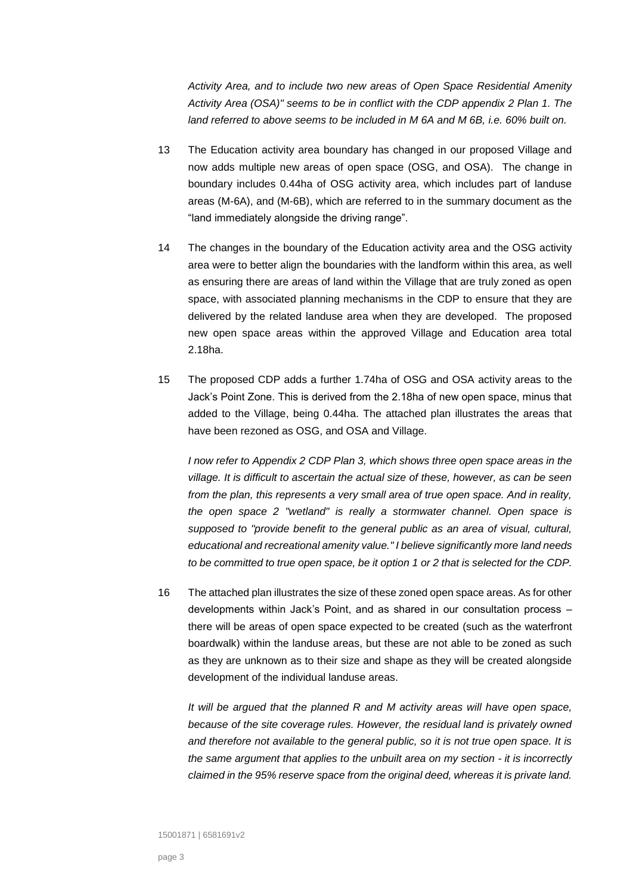*Activity Area, and to include two new areas of Open Space Residential Amenity Activity Area (OSA)" seems to be in conflict with the CDP appendix 2 Plan 1. The land referred to above seems to be included in M 6A and M 6B, i.e. 60% built on.*

13 The Education activity area boundary has changed in our proposed Village and now adds multiple new areas of open space (OSG, and OSA). The change in boundary includes 0.44ha of OSG activity area, which includes part of landuse areas (M-6A), and (M-6B), which are referred to in the summary document as the "land immediately alongside the driving range".

14 The changes in the boundary of the Education activity area and the OSG activity area were to better align the boundaries with the landform within this area, as well as ensuring there are areas of land within the Village that are truly zoned as open space, with associated planning mechanisms in the CDP to ensure that they are delivered by the related landuse area when they are developed. The proposed new open space areas within the approved Village and Education area total 2.18ha.

15 The proposed CDP adds a further 1.74ha of OSG and OSA activity areas to the Jack's Point Zone. This is derived from the 2.18ha of new open space, minus that added to the Village, being 0.44ha. The attached plan illustrates the areas that have been rezoned as OSG, and OSA and Village.

*I now refer to Appendix 2 CDP Plan 3, which shows three open space areas in the village. It is difficult to ascertain the actual size of these, however, as can be seen from the plan, this represents a very small area of true open space. And in reality, the open space 2 "wetland" is really a stormwater channel. Open space is supposed to "provide benefit to the general public as an area of visual, cultural, educational and recreational amenity value." I believe significantly more land needs to be committed to true open space, be it option 1 or 2 that is selected for the CDP.*

16 The attached plan illustrates the size of these zoned open space areas. As for other developments within Jack's Point, and as shared in our consultation process – there will be areas of open space expected to be created (such as the waterfront boardwalk) within the landuse areas, but these are not able to be zoned as such as they are unknown as to their size and shape as they will be created alongside development of the individual landuse areas.

*It will be argued that the planned R and M activity areas will have open space, because of the site coverage rules. However, the residual land is privately owned and therefore not available to the general public, so it is not true open space. It is the same argument that applies to the unbuilt area on my section - it is incorrectly claimed in the 95% reserve space from the original deed, whereas it is private land.*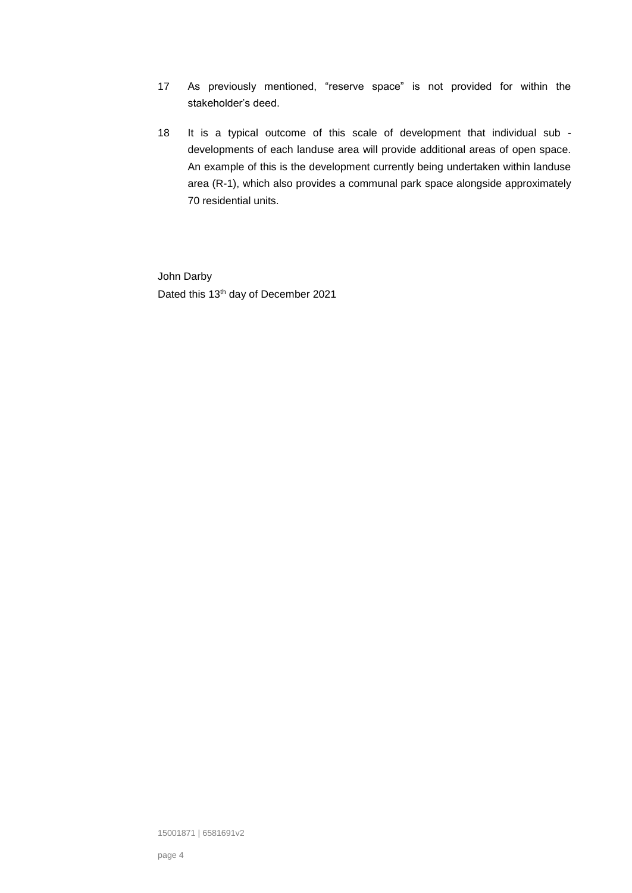17 As previously mentioned, “reserve space” is not provided for within the stakeholder’s deed.

18 It is a typical outcome of this scale of development that individual sub - developments of each landuse area will provide additional areas of open space. An example of this is the development currently being undertaken within landuse area (R-1), which also provides a communal park space alongside approximately 70 residential units.

John Darby
Dated this 13th day of December 2021

15001871 | 6581691v2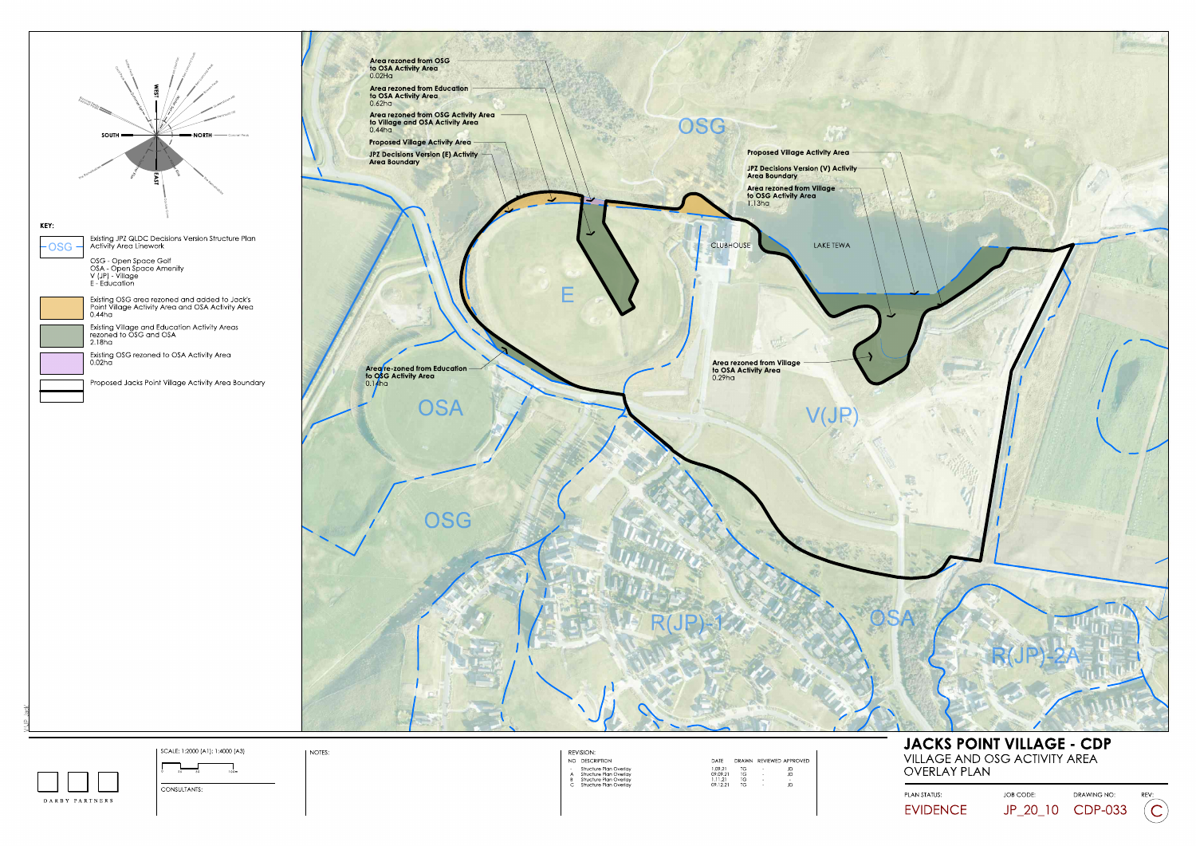# JACKS POINT VILLAGE - CDP

## VILLAGE AND OSG ACTIVITY AREA OVERLAY PLAN

**KEY:**

- OSG — Existing JPZ QLDC Decisions Version Structure Plan Activity Area Linework
  - OSG - Open Space Golf
  - OSA - Open Space Amenity
  - V (JP) - Village
  - E - Education
- Existing OSG area rezoned and added to Jack's Point Village Activity Area and OSA Activity Area 0.44ha
- Existing Village and Education Activity Areas rezoned to OSG and OSA 2.18ha
- Existing OSG rezoned to OSA Activity Area 0.02ha
- Proposed Jacks Point Village Activity Area Boundary

Area rezoned from OSG to OSA Activity Area 0.02Ha

Area rezoned from Education to OSA Activity Area 0.62ha

Area rezoned from OSG Activity Area to Village and OSA Activity Area 0.44ha

Proposed Village Activity Area

JPZ Decisions Version (E) Activity Area Boundary

Proposed Village Activity Area

JPZ Decisions Version (V) Activity Area Boundary

Area rezoned from Village to OSG Activity Area 1.13ha

Area re-zoned from Education to OSG Activity Area 0.14ha

Area rezoned from Village to OSA Activity Area 0.29ha

OSG

E

CLUBHOUSE

LAKE TEWA

OSA

V(JP)

OSG

R(JP)-1

OSA

R(JP)-2A

SOUTH

NORTH

WEST

EAST

SCALE: 1:2000 (A1); 1:4000 (A3)

0 20 50 100m

CONSULTANTS:

NOTES:

DARBY PARTNERS

REVISION:

| NO | DESCRIPTION | DATE | DRAWN | REVIEWED | APPROVED |
|---|---|---|---|---|---|
| - | Structure Plan Overlay | 1.09.21 | TG | - | JD |
| A | Structure Plan Overlay | 09.09.21 | TG | - | JD |
| B | Structure Plan Overlay | 1.11.21 | TG | - | - |
| C | Structure Plan Overlay | 09.12.21 | TG | - | JD |

| PLAN STATUS: | JOB CODE: | DRAWING NO: | REV: |
|---|---|---|---|
| EVIDENCE | JP_20_10 | CDP-033 | C |